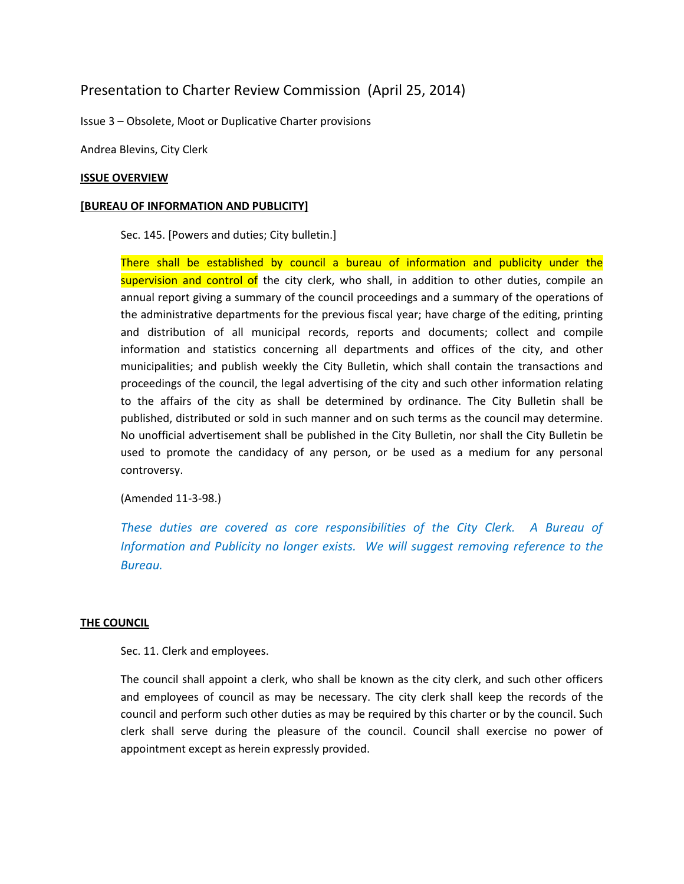# Presentation to Charter Review Commission (April 25, 2014)

Issue 3 – Obsolete, Moot or Duplicative Charter provisions

Andrea Blevins, City Clerk

**ISSUE OVERVIEW**

**[BUREAU OF INFORMATION AND PUBLICITY]**

Sec. 145. [Powers and duties; City bulletin.]

There shall be established by council a bureau of information and publicity under the supervision and control of the city clerk, who shall, in addition to other duties, compile an annual report giving a summary of the council proceedings and a summary of the operations of the administrative departments for the previous fiscal year; have charge of the editing, printing and distribution of all municipal records, reports and documents; collect and compile information and statistics concerning all departments and offices of the city, and other municipalities; and publish weekly the City Bulletin, which shall contain the transactions and proceedings of the council, the legal advertising of the city and such other information relating to the affairs of the city as shall be determined by ordinance. The City Bulletin shall be published, distributed or sold in such manner and on such terms as the council may determine. No unofficial advertisement shall be published in the City Bulletin, nor shall the City Bulletin be used to promote the candidacy of any person, or be used as a medium for any personal controversy.

(Amended 11-3-98.)

*These duties are covered as core responsibilities of the City Clerk. A Bureau of Information and Publicity no longer exists. We will suggest removing reference to the Bureau.*

**THE COUNCIL**

Sec. 11. Clerk and employees.

The council shall appoint a clerk, who shall be known as the city clerk, and such other officers and employees of council as may be necessary. The city clerk shall keep the records of the council and perform such other duties as may be required by this charter or by the council. Such clerk shall serve during the pleasure of the council. Council shall exercise no power of appointment except as herein expressly provided.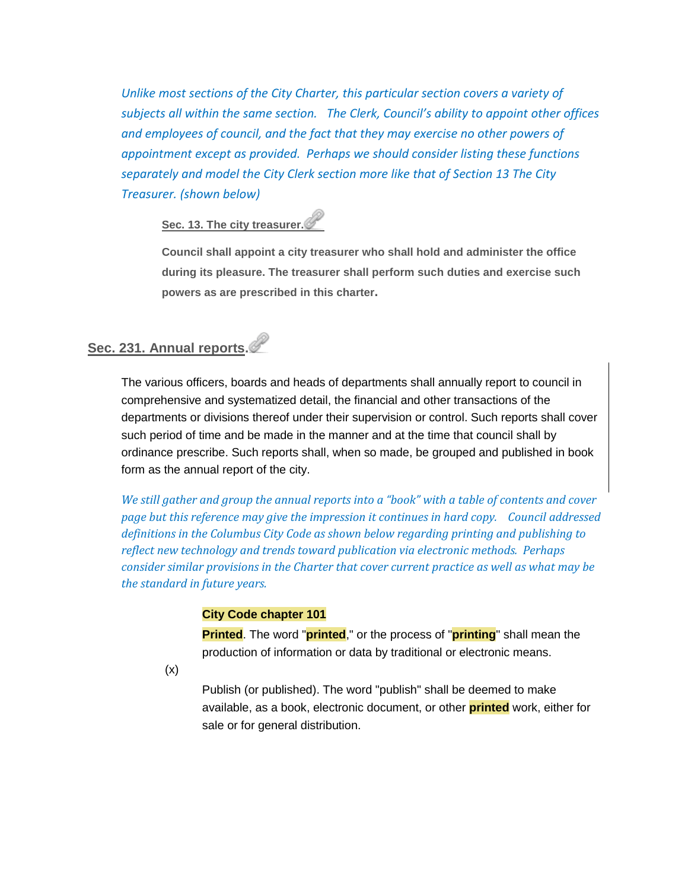*Unlike most sections of the City Charter, this particular section covers a variety of subjects all within the same section. The Clerk, Council's ability to appoint other offices and employees of council, and the fact that they may exercise no other powers of appointment except as provided. Perhaps we should consider listing these functions separately and model the City Clerk section more like that of Section 13 The City Treasurer. (shown below)*

> **Sec. 13. The city treasurer.**
>
> **Council shall appoint a city treasurer who shall hold and administer the office during its pleasure. The treasurer shall perform such duties and exercise such powers as are prescribed in this charter.**

## Sec. 231. Annual reports.

The various officers, boards and heads of departments shall annually report to council in comprehensive and systematized detail, the financial and other transactions of the departments or divisions thereof under their supervision or control. Such reports shall cover such period of time and be made in the manner and at the time that council shall by ordinance prescribe. Such reports shall, when so made, be grouped and published in book form as the annual report of the city.

*We still gather and group the annual reports into a "book" with a table of contents and cover page but this reference may give the impression it continues in hard copy. Council addressed definitions in the Columbus City Code as shown below regarding printing and publishing to reflect new technology and trends toward publication via electronic methods. Perhaps consider similar provisions in the Charter that cover current practice as well as what may be the standard in future years.*

**City Code chapter 101**

**Printed**. The word "**printed**," or the process of "**printing**" shall mean the production of information or data by traditional or electronic means.

(x)

Publish (or published). The word "publish" shall be deemed to make available, as a book, electronic document, or other **printed** work, either for sale or for general distribution.